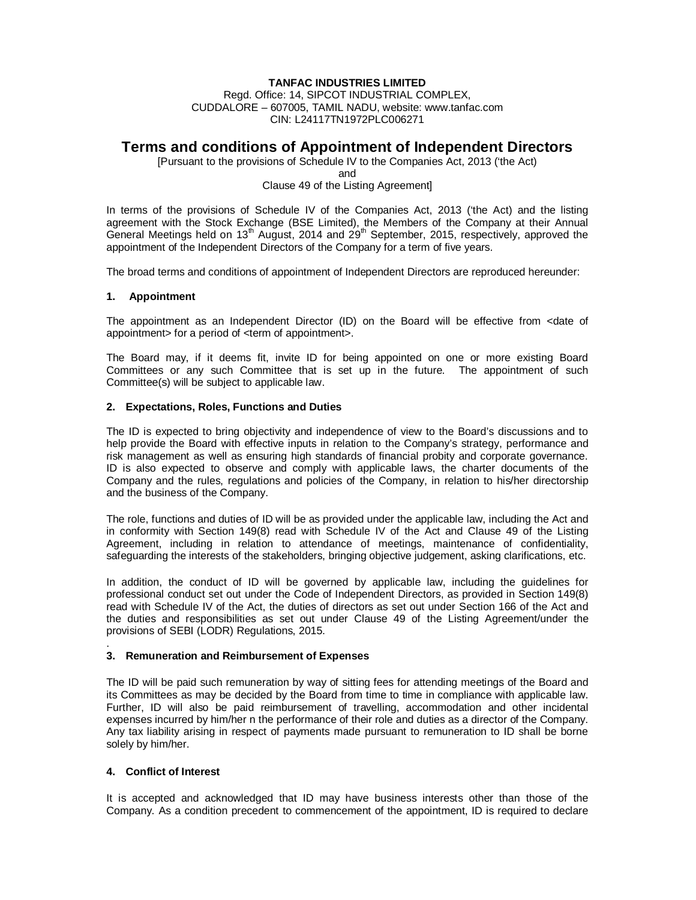**TANFAC INDUSTRIES LIMITED**
Regd. Office: 14, SIPCOT INDUSTRIAL COMPLEX,
CUDDALORE – 607005, TAMIL NADU, website: www.tanfac.com
CIN: L24117TN1972PLC006271

# Terms and conditions of Appointment of Independent Directors

[Pursuant to the provisions of Schedule IV to the Companies Act, 2013 ('the Act)
and
Clause 49 of the Listing Agreement]

In terms of the provisions of Schedule IV of the Companies Act, 2013 ('the Act) and the listing agreement with the Stock Exchange (BSE Limited), the Members of the Company at their Annual General Meetings held on 13th August, 2014 and 29th September, 2015, respectively, approved the appointment of the Independent Directors of the Company for a term of five years.

The broad terms and conditions of appointment of Independent Directors are reproduced hereunder:

### 1. Appointment

The appointment as an Independent Director (ID) on the Board will be effective from <date of appointment> for a period of <term of appointment>.

The Board may, if it deems fit, invite ID for being appointed on one or more existing Board Committees or any such Committee that is set up in the future. The appointment of such Committee(s) will be subject to applicable law.

### 2. Expectations, Roles, Functions and Duties

The ID is expected to bring objectivity and independence of view to the Board's discussions and to help provide the Board with effective inputs in relation to the Company's strategy, performance and risk management as well as ensuring high standards of financial probity and corporate governance. ID is also expected to observe and comply with applicable laws, the charter documents of the Company and the rules, regulations and policies of the Company, in relation to his/her directorship and the business of the Company.

The role, functions and duties of ID will be as provided under the applicable law, including the Act and in conformity with Section 149(8) read with Schedule IV of the Act and Clause 49 of the Listing Agreement, including in relation to attendance of meetings, maintenance of confidentiality, safeguarding the interests of the stakeholders, bringing objective judgement, asking clarifications, etc.

In addition, the conduct of ID will be governed by applicable law, including the guidelines for professional conduct set out under the Code of Independent Directors, as provided in Section 149(8) read with Schedule IV of the Act, the duties of directors as set out under Section 166 of the Act and the duties and responsibilities as set out under Clause 49 of the Listing Agreement/under the provisions of SEBI (LODR) Regulations, 2015.

### 3. Remuneration and Reimbursement of Expenses

The ID will be paid such remuneration by way of sitting fees for attending meetings of the Board and its Committees as may be decided by the Board from time to time in compliance with applicable law. Further, ID will also be paid reimbursement of travelling, accommodation and other incidental expenses incurred by him/her n the performance of their role and duties as a director of the Company. Any tax liability arising in respect of payments made pursuant to remuneration to ID shall be borne solely by him/her.

### 4. Conflict of Interest

It is accepted and acknowledged that ID may have business interests other than those of the Company. As a condition precedent to commencement of the appointment, ID is required to declare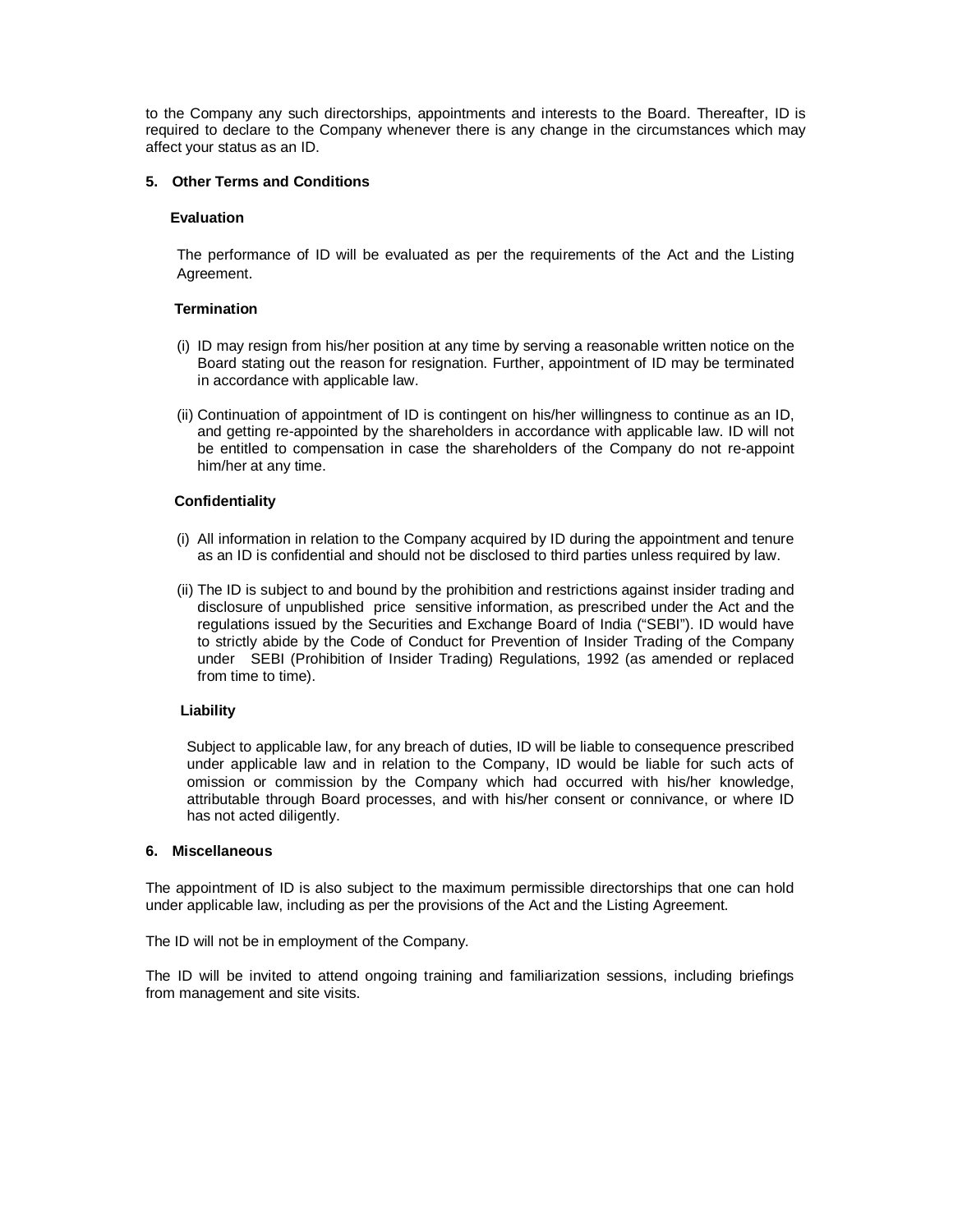to the Company any such directorships, appointments and interests to the Board. Thereafter, ID is required to declare to the Company whenever there is any change in the circumstances which may affect your status as an ID.

**5. Other Terms and Conditions**

**Evaluation**

The performance of ID will be evaluated as per the requirements of the Act and the Listing Agreement.

**Termination**

(i) ID may resign from his/her position at any time by serving a reasonable written notice on the Board stating out the reason for resignation. Further, appointment of ID may be terminated in accordance with applicable law.

(ii) Continuation of appointment of ID is contingent on his/her willingness to continue as an ID, and getting re-appointed by the shareholders in accordance with applicable law. ID will not be entitled to compensation in case the shareholders of the Company do not re-appoint him/her at any time.

**Confidentiality**

(i) All information in relation to the Company acquired by ID during the appointment and tenure as an ID is confidential and should not be disclosed to third parties unless required by law.

(ii) The ID is subject to and bound by the prohibition and restrictions against insider trading and disclosure of unpublished price sensitive information, as prescribed under the Act and the regulations issued by the Securities and Exchange Board of India ("SEBI"). ID would have to strictly abide by the Code of Conduct for Prevention of Insider Trading of the Company under SEBI (Prohibition of Insider Trading) Regulations, 1992 (as amended or replaced from time to time).

**Liability**

Subject to applicable law, for any breach of duties, ID will be liable to consequence prescribed under applicable law and in relation to the Company, ID would be liable for such acts of omission or commission by the Company which had occurred with his/her knowledge, attributable through Board processes, and with his/her consent or connivance, or where ID has not acted diligently.

**6. Miscellaneous**

The appointment of ID is also subject to the maximum permissible directorships that one can hold under applicable law, including as per the provisions of the Act and the Listing Agreement.

The ID will not be in employment of the Company.

The ID will be invited to attend ongoing training and familiarization sessions, including briefings from management and site visits.